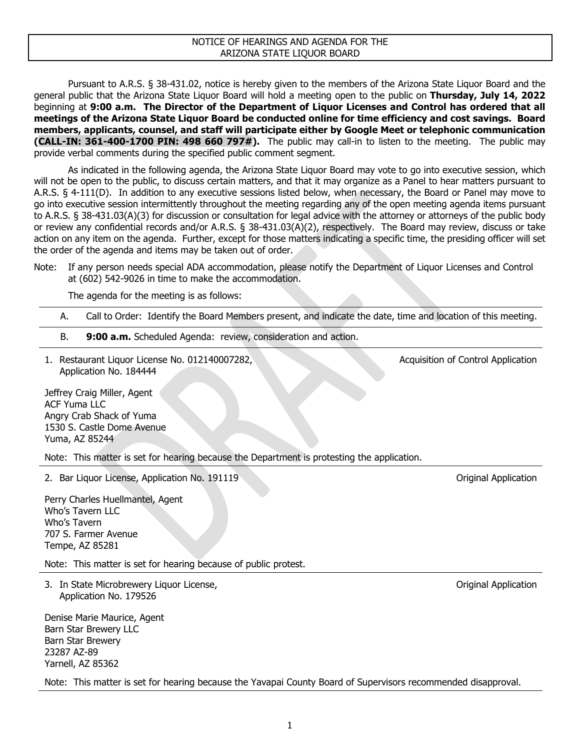# NOTICE OF HEARINGS AND AGENDA FOR THE ARIZONA STATE LIQUOR BOARD

Pursuant to A.R.S. § 38-431.02, notice is hereby given to the members of the Arizona State Liquor Board and the general public that the Arizona State Liquor Board will hold a meeting open to the public on **Thursday, July 14, 2022** beginning at **9:00 a.m. The Director of the Department of Liquor Licenses and Control has ordered that all meetings of the Arizona State Liquor Board be conducted online for time efficiency and cost savings. Board members, applicants, counsel, and staff will participate either by Google Meet or telephonic communication (CALL-IN: 361-400-1700 PIN: 498 660 797#).** The public may call-in to listen to the meeting. The public may provide verbal comments during the specified public comment segment.

As indicated in the following agenda, the Arizona State Liquor Board may vote to go into executive session, which will not be open to the public, to discuss certain matters, and that it may organize as a Panel to hear matters pursuant to A.R.S. § 4-111(D). In addition to any executive sessions listed below, when necessary, the Board or Panel may move to go into executive session intermittently throughout the meeting regarding any of the open meeting agenda items pursuant to A.R.S. § 38-431.03(A)(3) for discussion or consultation for legal advice with the attorney or attorneys of the public body or review any confidential records and/or A.R.S. § 38-431.03(A)(2), respectively. The Board may review, discuss or take action on any item on the agenda. Further, except for those matters indicating a specific time, the presiding officer will set the order of the agenda and items may be taken out of order.

Note: If any person needs special ADA accommodation, please notify the Department of Liquor Licenses and Control at (602) 542-9026 in time to make the accommodation.

The agenda for the meeting is as follows:

A. Call to Order: Identify the Board Members present, and indicate the date, time and location of this meeting.

B. **9:00 a.m.** Scheduled Agenda: review, consideration and action.

1. Restaurant Liquor License No. 012140007282, Application No. 184444 — Acquisition of Control Application

Jeffrey Craig Miller, Agent
ACF Yuma LLC
Angry Crab Shack of Yuma
1530 S. Castle Dome Avenue
Yuma, AZ 85244

Note: This matter is set for hearing because the Department is protesting the application.

2. Bar Liquor License, Application No. 191119 — Original Application

Perry Charles Huellmantel, Agent
Who's Tavern LLC
Who's Tavern
707 S. Farmer Avenue
Tempe, AZ 85281

Note: This matter is set for hearing because of public protest.

3. In State Microbrewery Liquor License, Application No. 179526 — Original Application

Denise Marie Maurice, Agent
Barn Star Brewery LLC
Barn Star Brewery
23287 AZ-89
Yarnell, AZ 85362

Note: This matter is set for hearing because the Yavapai County Board of Supervisors recommended disapproval.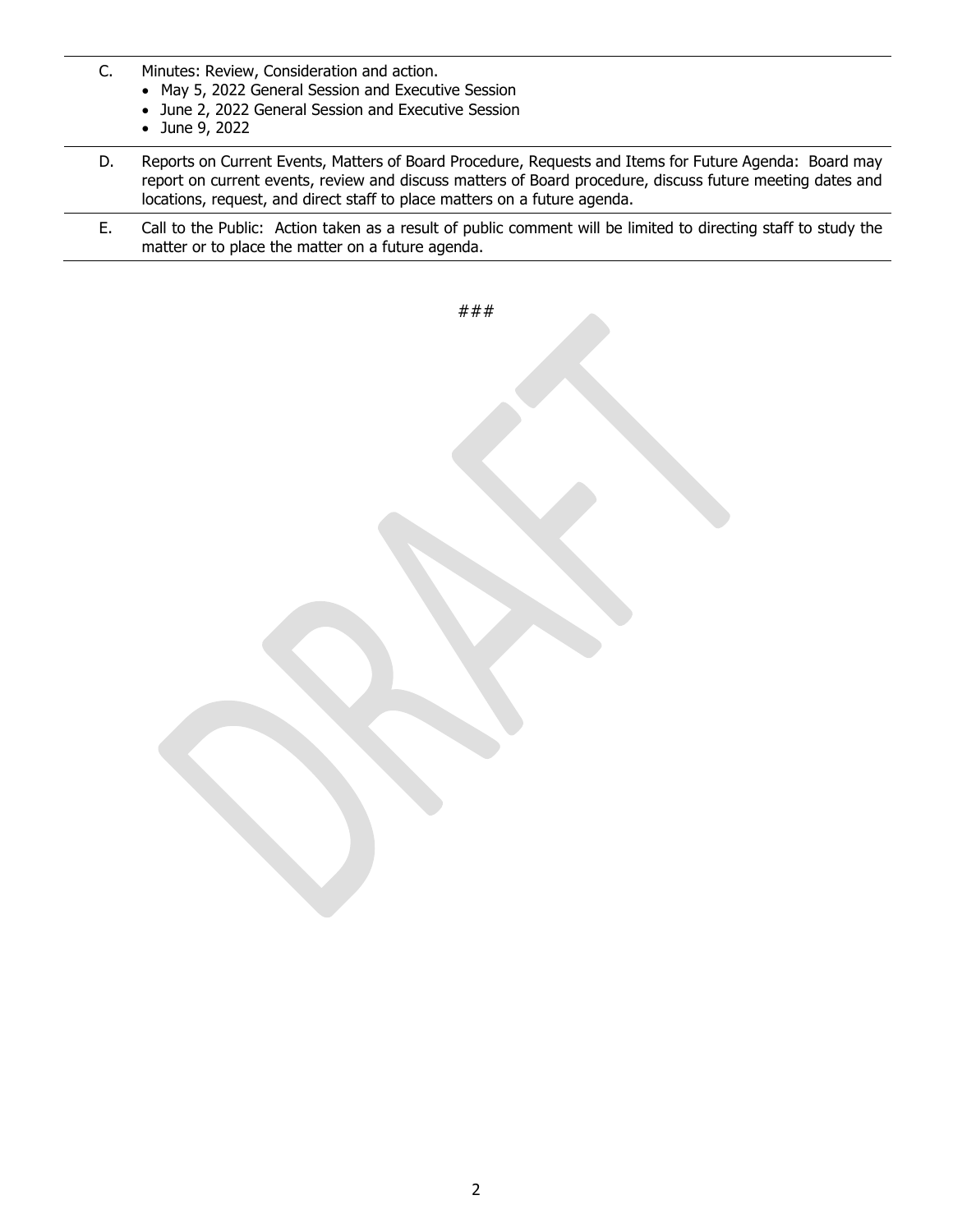C. Minutes: Review, Consideration and action.
- May 5, 2022 General Session and Executive Session
- June 2, 2022 General Session and Executive Session
- June 9, 2022

D. Reports on Current Events, Matters of Board Procedure, Requests and Items for Future Agenda: Board may report on current events, review and discuss matters of Board procedure, discuss future meeting dates and locations, request, and direct staff to place matters on a future agenda.

E. Call to the Public: Action taken as a result of public comment will be limited to directing staff to study the matter or to place the matter on a future agenda.

###

DRAFT